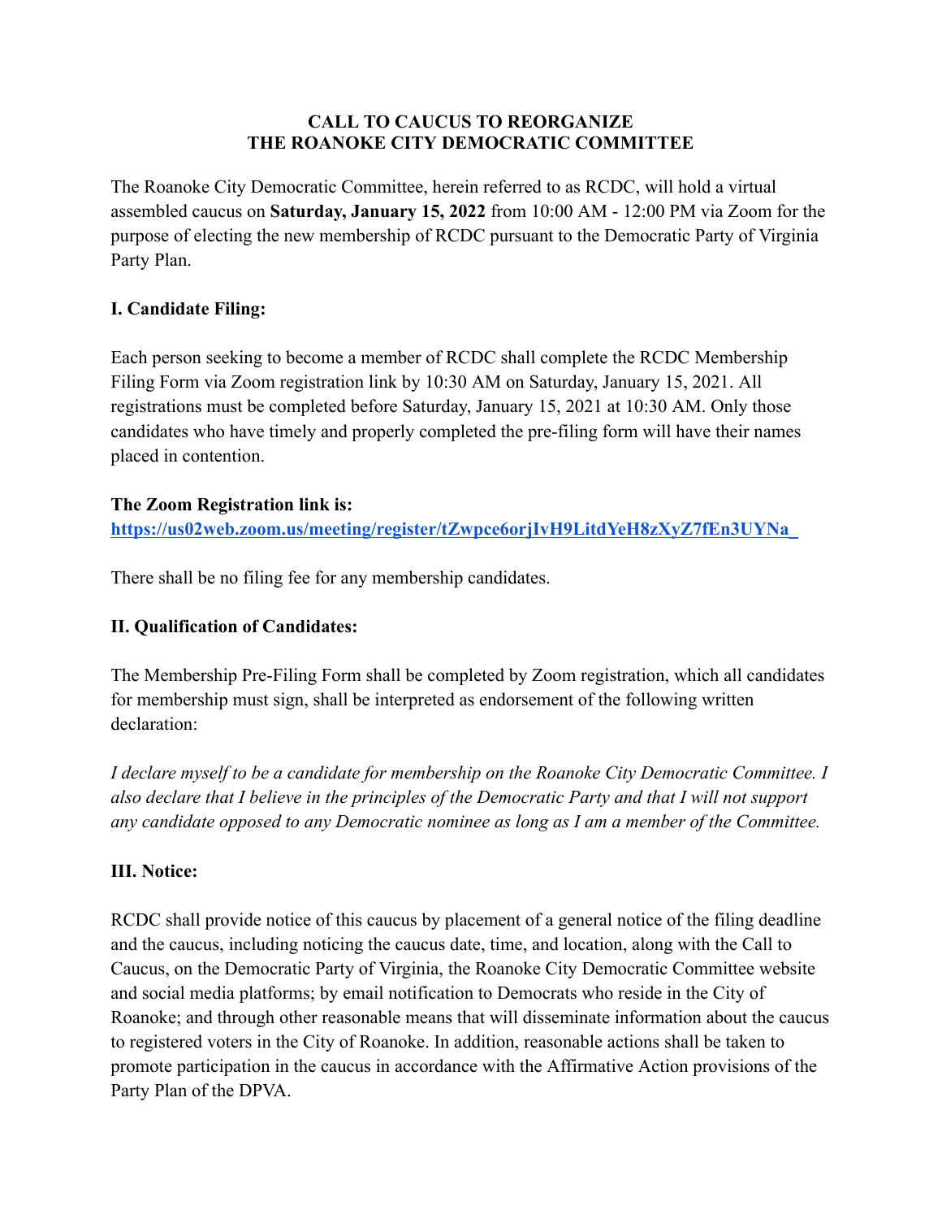# CALL TO CAUCUS TO REORGANIZE THE ROANOKE CITY DEMOCRATIC COMMITTEE

The Roanoke City Democratic Committee, herein referred to as RCDC, will hold a virtual assembled caucus on **Saturday, January 15, 2022** from 10:00 AM - 12:00 PM via Zoom for the purpose of electing the new membership of RCDC pursuant to the Democratic Party of Virginia Party Plan.

## I. Candidate Filing:

Each person seeking to become a member of RCDC shall complete the RCDC Membership Filing Form via Zoom registration link by 10:30 AM on Saturday, January 15, 2021. All registrations must be completed before Saturday, January 15, 2021 at 10:30 AM. Only those candidates who have timely and properly completed the pre-filing form will have their names placed in contention.

**The Zoom Registration link is:**
**https://us02web.zoom.us/meeting/register/tZwpce6orjIvH9LitdYeH8zXyZ7fEn3UYNa_**

There shall be no filing fee for any membership candidates.

## II. Qualification of Candidates:

The Membership Pre-Filing Form shall be completed by Zoom registration, which all candidates for membership must sign, shall be interpreted as endorsement of the following written declaration:

*I declare myself to be a candidate for membership on the Roanoke City Democratic Committee. I also declare that I believe in the principles of the Democratic Party and that I will not support any candidate opposed to any Democratic nominee as long as I am a member of the Committee.*

## III. Notice:

RCDC shall provide notice of this caucus by placement of a general notice of the filing deadline and the caucus, including noticing the caucus date, time, and location, along with the Call to Caucus, on the Democratic Party of Virginia, the Roanoke City Democratic Committee website and social media platforms; by email notification to Democrats who reside in the City of Roanoke; and through other reasonable means that will disseminate information about the caucus to registered voters in the City of Roanoke. In addition, reasonable actions shall be taken to promote participation in the caucus in accordance with the Affirmative Action provisions of the Party Plan of the DPVA.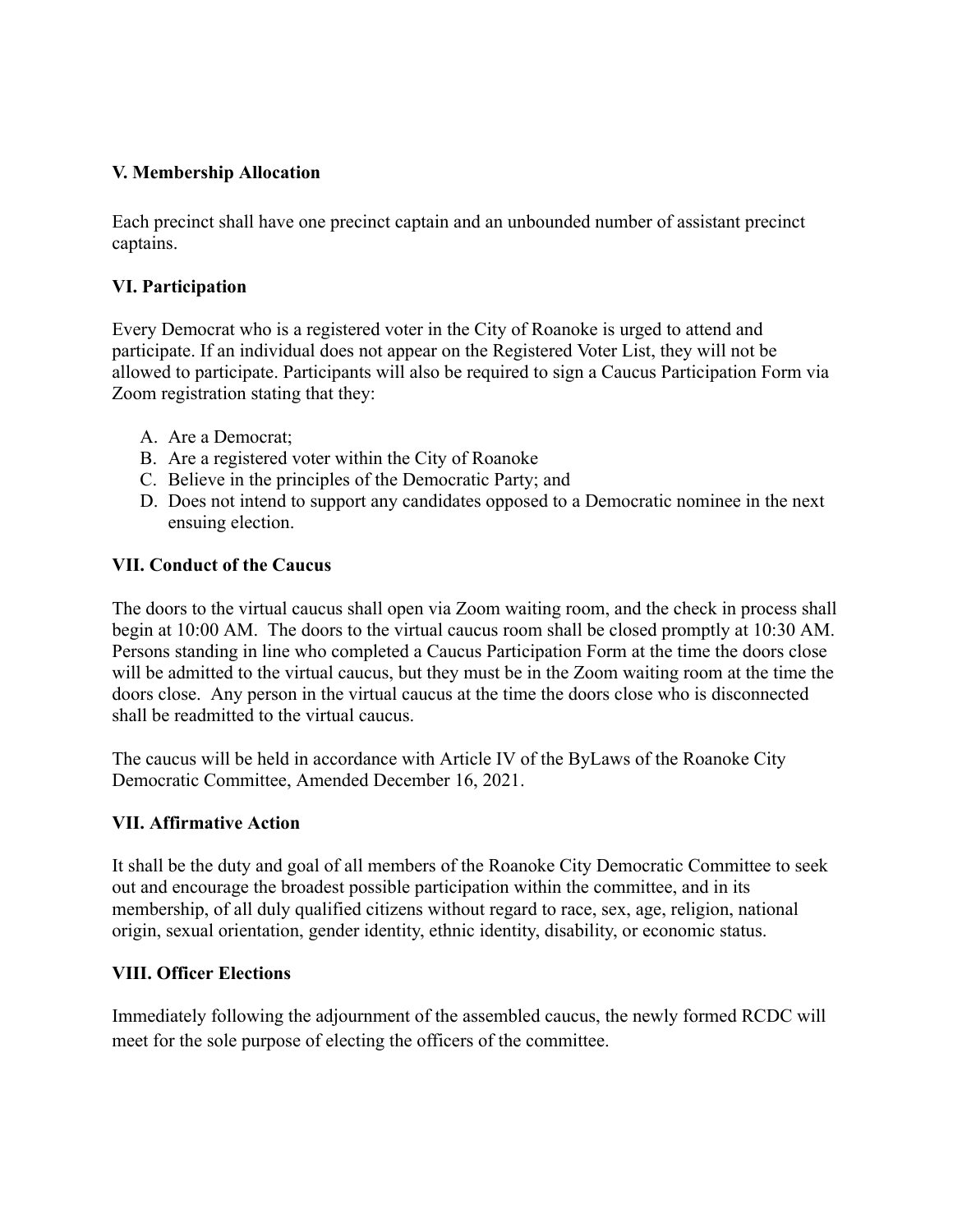### V. Membership Allocation

Each precinct shall have one precinct captain and an unbounded number of assistant precinct captains.

### VI. Participation

Every Democrat who is a registered voter in the City of Roanoke is urged to attend and participate. If an individual does not appear on the Registered Voter List, they will not be allowed to participate. Participants will also be required to sign a Caucus Participation Form via Zoom registration stating that they:

A. Are a Democrat;
B. Are a registered voter within the City of Roanoke
C. Believe in the principles of the Democratic Party; and
D. Does not intend to support any candidates opposed to a Democratic nominee in the next ensuing election.

### VII. Conduct of the Caucus

The doors to the virtual caucus shall open via Zoom waiting room, and the check in process shall begin at 10:00 AM. The doors to the virtual caucus room shall be closed promptly at 10:30 AM. Persons standing in line who completed a Caucus Participation Form at the time the doors close will be admitted to the virtual caucus, but they must be in the Zoom waiting room at the time the doors close. Any person in the virtual caucus at the time the doors close who is disconnected shall be readmitted to the virtual caucus.

The caucus will be held in accordance with Article IV of the ByLaws of the Roanoke City Democratic Committee, Amended December 16, 2021.

### VII. Affirmative Action

It shall be the duty and goal of all members of the Roanoke City Democratic Committee to seek out and encourage the broadest possible participation within the committee, and in its membership, of all duly qualified citizens without regard to race, sex, age, religion, national origin, sexual orientation, gender identity, ethnic identity, disability, or economic status.

### VIII. Officer Elections

Immediately following the adjournment of the assembled caucus, the newly formed RCDC will meet for the sole purpose of electing the officers of the committee.